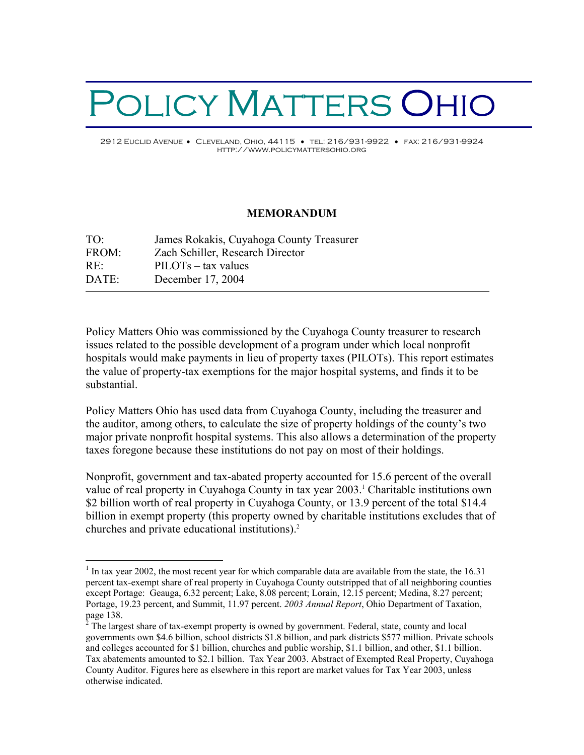# POLICY MATTERS OHIO

2912 Euclid Avenue • Cleveland, Ohio, 44115 • tel: 216/931-9922 • fax: 216/931-9924
http://www.policymattersohio.org

**MEMORANDUM**

| | |
|---|---|
| TO: | James Rokakis, Cuyahoga County Treasurer |
| FROM: | Zach Schiller, Research Director |
| RE: | PILOTs – tax values |
| DATE: | December 17, 2004 |

---

Policy Matters Ohio was commissioned by the Cuyahoga County treasurer to research issues related to the possible development of a program under which local nonprofit hospitals would make payments in lieu of property taxes (PILOTs). This report estimates the value of property-tax exemptions for the major hospital systems, and finds it to be substantial.

Policy Matters Ohio has used data from Cuyahoga County, including the treasurer and the auditor, among others, to calculate the size of property holdings of the county's two major private nonprofit hospital systems. This also allows a determination of the property taxes foregone because these institutions do not pay on most of their holdings.

Nonprofit, government and tax-abated property accounted for 15.6 percent of the overall value of real property in Cuyahoga County in tax year 2003.[1] Charitable institutions own $2 billion worth of real property in Cuyahoga County, or 13.9 percent of the total $14.4 billion in exempt property (this property owned by charitable institutions excludes that of churches and private educational institutions).[2]

---

[1] In tax year 2002, the most recent year for which comparable data are available from the state, the 16.31 percent tax-exempt share of real property in Cuyahoga County outstripped that of all neighboring counties except Portage: Geauga, 6.32 percent; Lake, 8.08 percent; Lorain, 12.15 percent; Medina, 8.27 percent; Portage, 19.23 percent, and Summit, 11.97 percent. *2003 Annual Report*, Ohio Department of Taxation, page 138.

[2] The largest share of tax-exempt property is owned by government. Federal, state, county and local governments own $4.6 billion, school districts $1.8 billion, and park districts $577 million. Private schools and colleges accounted for $1 billion, churches and public worship, $1.1 billion, and other, $1.1 billion. Tax abatements amounted to $2.1 billion. Tax Year 2003. Abstract of Exempted Real Property, Cuyahoga County Auditor. Figures here as elsewhere in this report are market values for Tax Year 2003, unless otherwise indicated.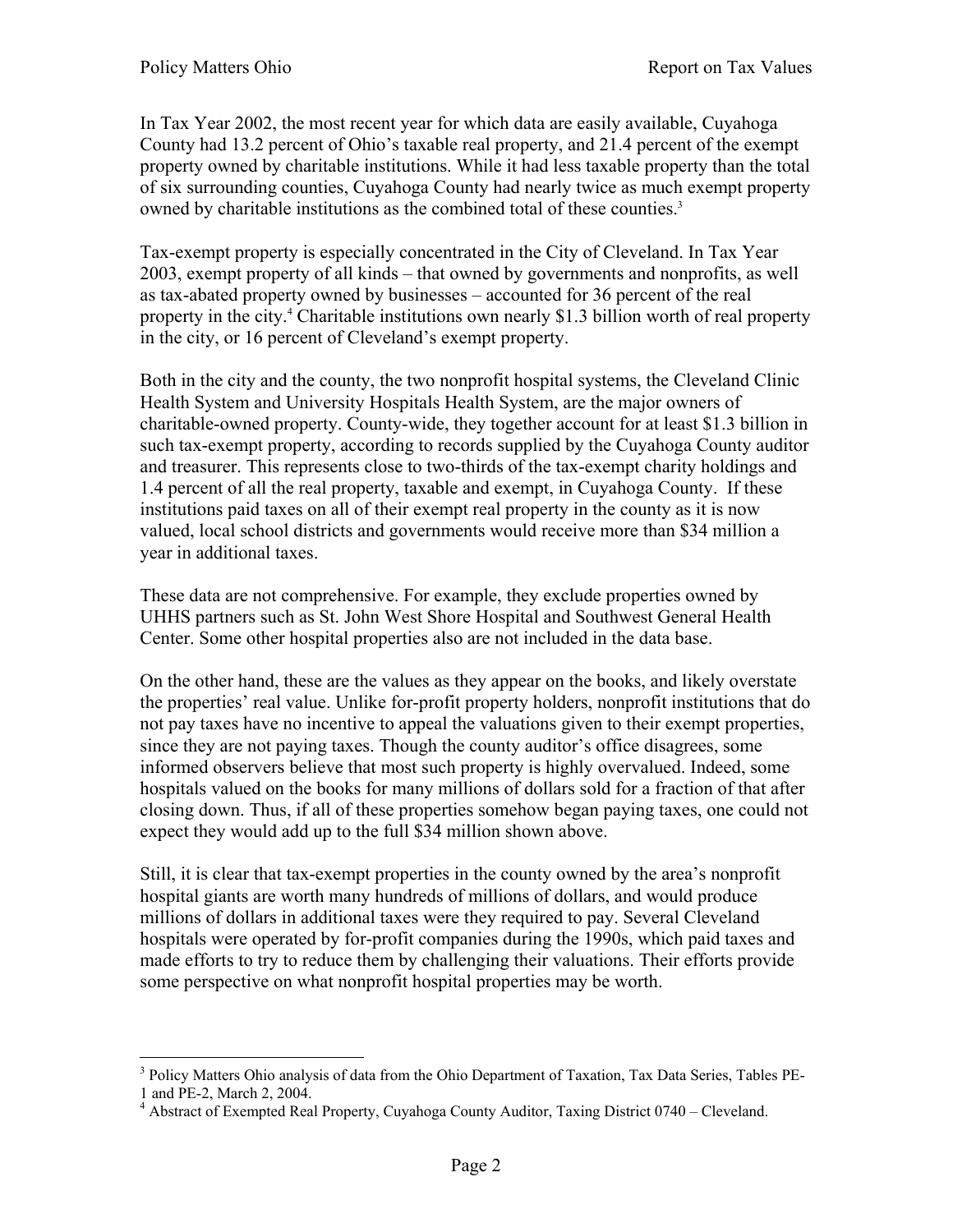In Tax Year 2002, the most recent year for which data are easily available, Cuyahoga County had 13.2 percent of Ohio's taxable real property, and 21.4 percent of the exempt property owned by charitable institutions. While it had less taxable property than the total of six surrounding counties, Cuyahoga County had nearly twice as much exempt property owned by charitable institutions as the combined total of these counties.[3]

Tax-exempt property is especially concentrated in the City of Cleveland. In Tax Year 2003, exempt property of all kinds – that owned by governments and nonprofits, as well as tax-abated property owned by businesses – accounted for 36 percent of the real property in the city.[4] Charitable institutions own nearly $1.3 billion worth of real property in the city, or 16 percent of Cleveland's exempt property.

Both in the city and the county, the two nonprofit hospital systems, the Cleveland Clinic Health System and University Hospitals Health System, are the major owners of charitable-owned property. County-wide, they together account for at least $1.3 billion in such tax-exempt property, according to records supplied by the Cuyahoga County auditor and treasurer. This represents close to two-thirds of the tax-exempt charity holdings and 1.4 percent of all the real property, taxable and exempt, in Cuyahoga County. If these institutions paid taxes on all of their exempt real property in the county as it is now valued, local school districts and governments would receive more than $34 million a year in additional taxes.

These data are not comprehensive. For example, they exclude properties owned by UHHS partners such as St. John West Shore Hospital and Southwest General Health Center. Some other hospital properties also are not included in the data base.

On the other hand, these are the values as they appear on the books, and likely overstate the properties' real value. Unlike for-profit property holders, nonprofit institutions that do not pay taxes have no incentive to appeal the valuations given to their exempt properties, since they are not paying taxes. Though the county auditor's office disagrees, some informed observers believe that most such property is highly overvalued. Indeed, some hospitals valued on the books for many millions of dollars sold for a fraction of that after closing down. Thus, if all of these properties somehow began paying taxes, one could not expect they would add up to the full $34 million shown above.

Still, it is clear that tax-exempt properties in the county owned by the area's nonprofit hospital giants are worth many hundreds of millions of dollars, and would produce millions of dollars in additional taxes were they required to pay. Several Cleveland hospitals were operated by for-profit companies during the 1990s, which paid taxes and made efforts to try to reduce them by challenging their valuations. Their efforts provide some perspective on what nonprofit hospital properties may be worth.

---

[3] Policy Matters Ohio analysis of data from the Ohio Department of Taxation, Tax Data Series, Tables PE-1 and PE-2, March 2, 2004.

[4] Abstract of Exempted Real Property, Cuyahoga County Auditor, Taxing District 0740 – Cleveland.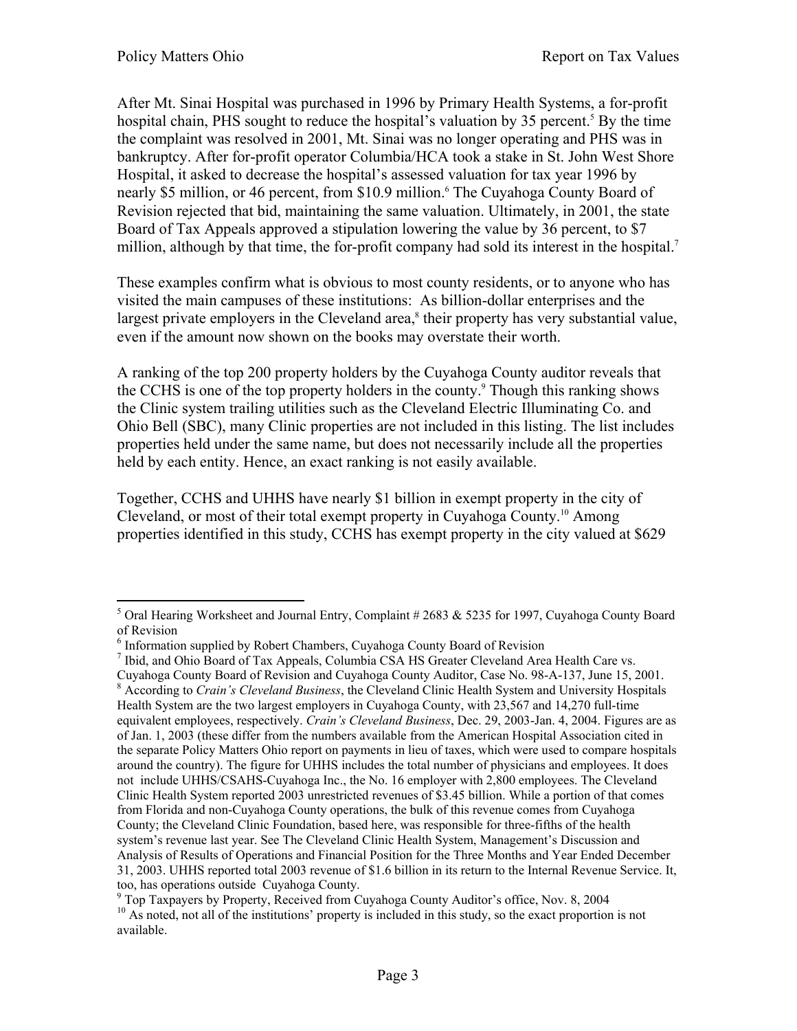After Mt. Sinai Hospital was purchased in 1996 by Primary Health Systems, a for-profit hospital chain, PHS sought to reduce the hospital's valuation by 35 percent.[5] By the time the complaint was resolved in 2001, Mt. Sinai was no longer operating and PHS was in bankruptcy. After for-profit operator Columbia/HCA took a stake in St. John West Shore Hospital, it asked to decrease the hospital's assessed valuation for tax year 1996 by nearly $5 million, or 46 percent, from $10.9 million.[6] The Cuyahoga County Board of Revision rejected that bid, maintaining the same valuation. Ultimately, in 2001, the state Board of Tax Appeals approved a stipulation lowering the value by 36 percent, to $7 million, although by that time, the for-profit company had sold its interest in the hospital.[7]

These examples confirm what is obvious to most county residents, or to anyone who has visited the main campuses of these institutions: As billion-dollar enterprises and the largest private employers in the Cleveland area,[8] their property has very substantial value, even if the amount now shown on the books may overstate their worth.

A ranking of the top 200 property holders by the Cuyahoga County auditor reveals that the CCHS is one of the top property holders in the county.[9] Though this ranking shows the Clinic system trailing utilities such as the Cleveland Electric Illuminating Co. and Ohio Bell (SBC), many Clinic properties are not included in this listing. The list includes properties held under the same name, but does not necessarily include all the properties held by each entity. Hence, an exact ranking is not easily available.

Together, CCHS and UHHS have nearly $1 billion in exempt property in the city of Cleveland, or most of their total exempt property in Cuyahoga County.[10] Among properties identified in this study, CCHS has exempt property in the city valued at $629

---

[5] Oral Hearing Worksheet and Journal Entry, Complaint # 2683 & 5235 for 1997, Cuyahoga County Board of Revision

[6] Information supplied by Robert Chambers, Cuyahoga County Board of Revision

[7] Ibid, and Ohio Board of Tax Appeals, Columbia CSA HS Greater Cleveland Area Health Care vs. Cuyahoga County Board of Revision and Cuyahoga County Auditor, Case No. 98-A-137, June 15, 2001.

[8] According to *Crain's Cleveland Business*, the Cleveland Clinic Health System and University Hospitals Health System are the two largest employers in Cuyahoga County, with 23,567 and 14,270 full-time equivalent employees, respectively. *Crain's Cleveland Business*, Dec. 29, 2003-Jan. 4, 2004. Figures are as of Jan. 1, 2003 (these differ from the numbers available from the American Hospital Association cited in the separate Policy Matters Ohio report on payments in lieu of taxes, which were used to compare hospitals around the country). The figure for UHHS includes the total number of physicians and employees. It does not include UHHS/CSAHS-Cuyahoga Inc., the No. 16 employer with 2,800 employees. The Cleveland Clinic Health System reported 2003 unrestricted revenues of $3.45 billion. While a portion of that comes from Florida and non-Cuyahoga County operations, the bulk of this revenue comes from Cuyahoga County; the Cleveland Clinic Foundation, based here, was responsible for three-fifths of the health system's revenue last year. See The Cleveland Clinic Health System, Management's Discussion and Analysis of Results of Operations and Financial Position for the Three Months and Year Ended December 31, 2003. UHHS reported total 2003 revenue of $1.6 billion in its return to the Internal Revenue Service. It, too, has operations outside Cuyahoga County.

[9] Top Taxpayers by Property, Received from Cuyahoga County Auditor's office, Nov. 8, 2004

[10] As noted, not all of the institutions' property is included in this study, so the exact proportion is not available.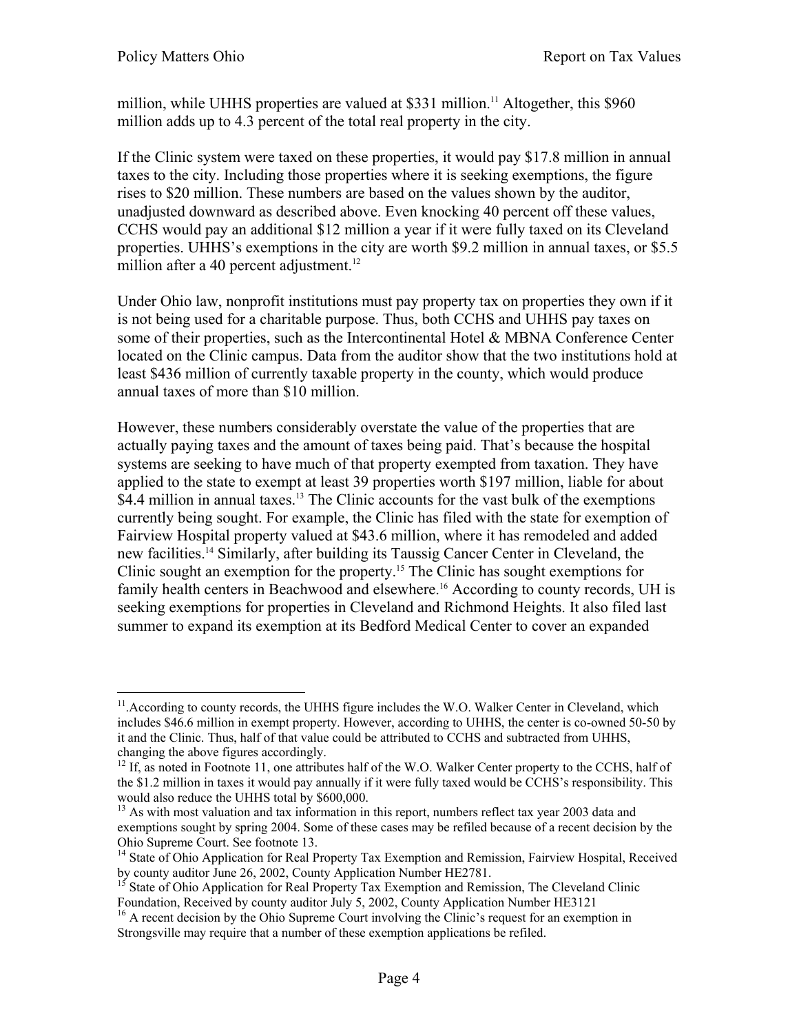million, while UHHS properties are valued at $331 million.[11] Altogether, this $960 million adds up to 4.3 percent of the total real property in the city.

If the Clinic system were taxed on these properties, it would pay $17.8 million in annual taxes to the city. Including those properties where it is seeking exemptions, the figure rises to $20 million. These numbers are based on the values shown by the auditor, unadjusted downward as described above. Even knocking 40 percent off these values, CCHS would pay an additional $12 million a year if it were fully taxed on its Cleveland properties. UHHS's exemptions in the city are worth $9.2 million in annual taxes, or $5.5 million after a 40 percent adjustment.[12]

Under Ohio law, nonprofit institutions must pay property tax on properties they own if it is not being used for a charitable purpose. Thus, both CCHS and UHHS pay taxes on some of their properties, such as the Intercontinental Hotel & MBNA Conference Center located on the Clinic campus. Data from the auditor show that the two institutions hold at least $436 million of currently taxable property in the county, which would produce annual taxes of more than $10 million.

However, these numbers considerably overstate the value of the properties that are actually paying taxes and the amount of taxes being paid. That's because the hospital systems are seeking to have much of that property exempted from taxation. They have applied to the state to exempt at least 39 properties worth $197 million, liable for about $4.4 million in annual taxes.[13] The Clinic accounts for the vast bulk of the exemptions currently being sought. For example, the Clinic has filed with the state for exemption of Fairview Hospital property valued at $43.6 million, where it has remodeled and added new facilities.[14] Similarly, after building its Taussig Cancer Center in Cleveland, the Clinic sought an exemption for the property.[15] The Clinic has sought exemptions for family health centers in Beachwood and elsewhere.[16] According to county records, UH is seeking exemptions for properties in Cleveland and Richmond Heights. It also filed last summer to expand its exemption at its Bedford Medical Center to cover an expanded

---

[11] .According to county records, the UHHS figure includes the W.O. Walker Center in Cleveland, which includes $46.6 million in exempt property. However, according to UHHS, the center is co-owned 50-50 by it and the Clinic. Thus, half of that value could be attributed to CCHS and subtracted from UHHS, changing the above figures accordingly.

[12] If, as noted in Footnote 11, one attributes half of the W.O. Walker Center property to the CCHS, half of the $1.2 million in taxes it would pay annually if it were fully taxed would be CCHS's responsibility. This would also reduce the UHHS total by $600,000.

[13] As with most valuation and tax information in this report, numbers reflect tax year 2003 data and exemptions sought by spring 2004. Some of these cases may be refiled because of a recent decision by the Ohio Supreme Court. See footnote 13.

[14] State of Ohio Application for Real Property Tax Exemption and Remission, Fairview Hospital, Received by county auditor June 26, 2002, County Application Number HE2781.

[15] State of Ohio Application for Real Property Tax Exemption and Remission, The Cleveland Clinic Foundation, Received by county auditor July 5, 2002, County Application Number HE3121

[16] A recent decision by the Ohio Supreme Court involving the Clinic's request for an exemption in Strongsville may require that a number of these exemption applications be refiled.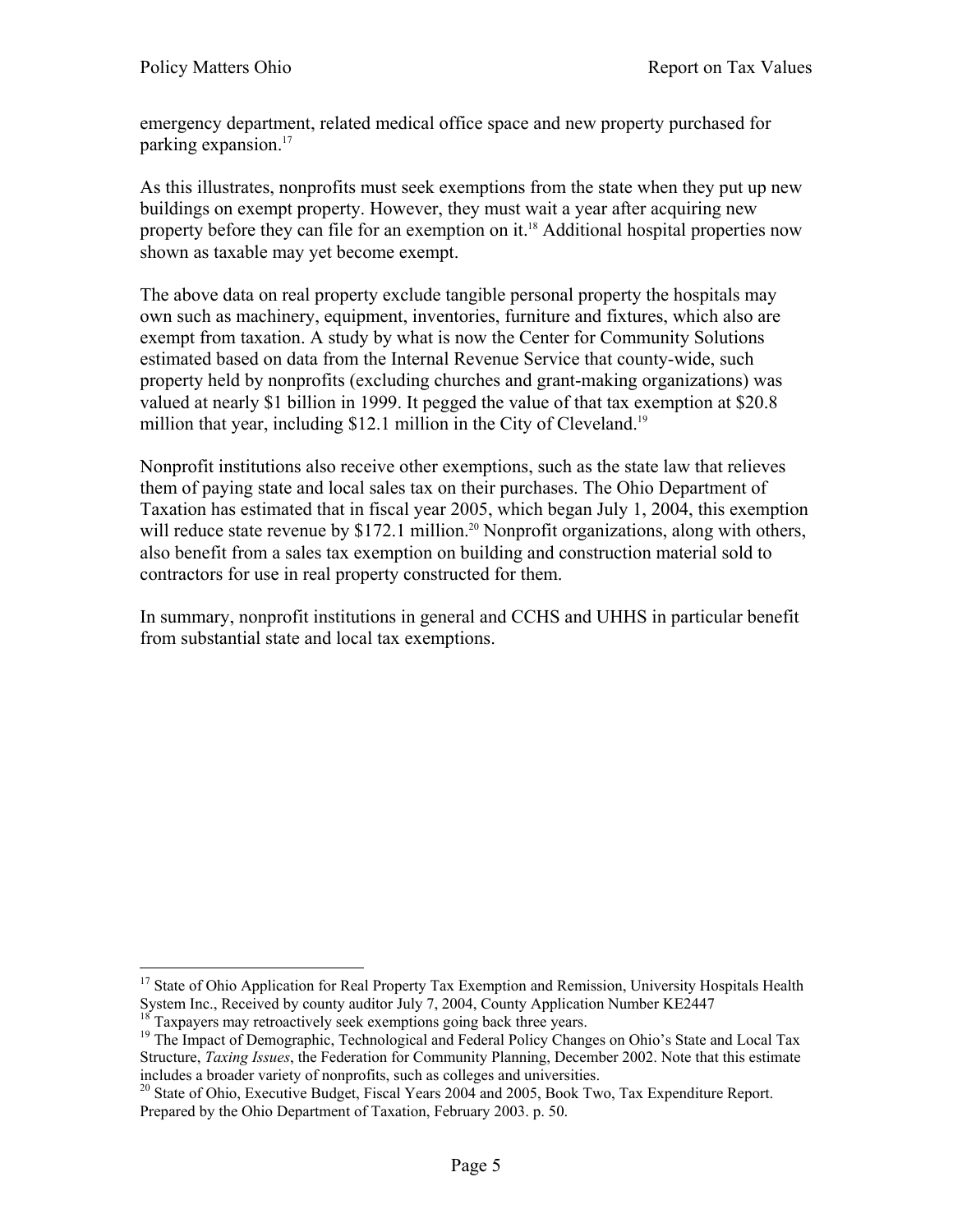emergency department, related medical office space and new property purchased for parking expansion.[17]

As this illustrates, nonprofits must seek exemptions from the state when they put up new buildings on exempt property. However, they must wait a year after acquiring new property before they can file for an exemption on it.[18] Additional hospital properties now shown as taxable may yet become exempt.

The above data on real property exclude tangible personal property the hospitals may own such as machinery, equipment, inventories, furniture and fixtures, which also are exempt from taxation. A study by what is now the Center for Community Solutions estimated based on data from the Internal Revenue Service that county-wide, such property held by nonprofits (excluding churches and grant-making organizations) was valued at nearly $1 billion in 1999. It pegged the value of that tax exemption at $20.8 million that year, including $12.1 million in the City of Cleveland.[19]

Nonprofit institutions also receive other exemptions, such as the state law that relieves them of paying state and local sales tax on their purchases. The Ohio Department of Taxation has estimated that in fiscal year 2005, which began July 1, 2004, this exemption will reduce state revenue by $172.1 million.[20] Nonprofit organizations, along with others, also benefit from a sales tax exemption on building and construction material sold to contractors for use in real property constructed for them.

In summary, nonprofit institutions in general and CCHS and UHHS in particular benefit from substantial state and local tax exemptions.

---

[17] State of Ohio Application for Real Property Tax Exemption and Remission, University Hospitals Health System Inc., Received by county auditor July 7, 2004, County Application Number KE2447

[18] Taxpayers may retroactively seek exemptions going back three years.

[19] The Impact of Demographic, Technological and Federal Policy Changes on Ohio's State and Local Tax Structure, *Taxing Issues*, the Federation for Community Planning, December 2002. Note that this estimate includes a broader variety of nonprofits, such as colleges and universities.

[20] State of Ohio, Executive Budget, Fiscal Years 2004 and 2005, Book Two, Tax Expenditure Report. Prepared by the Ohio Department of Taxation, February 2003. p. 50.